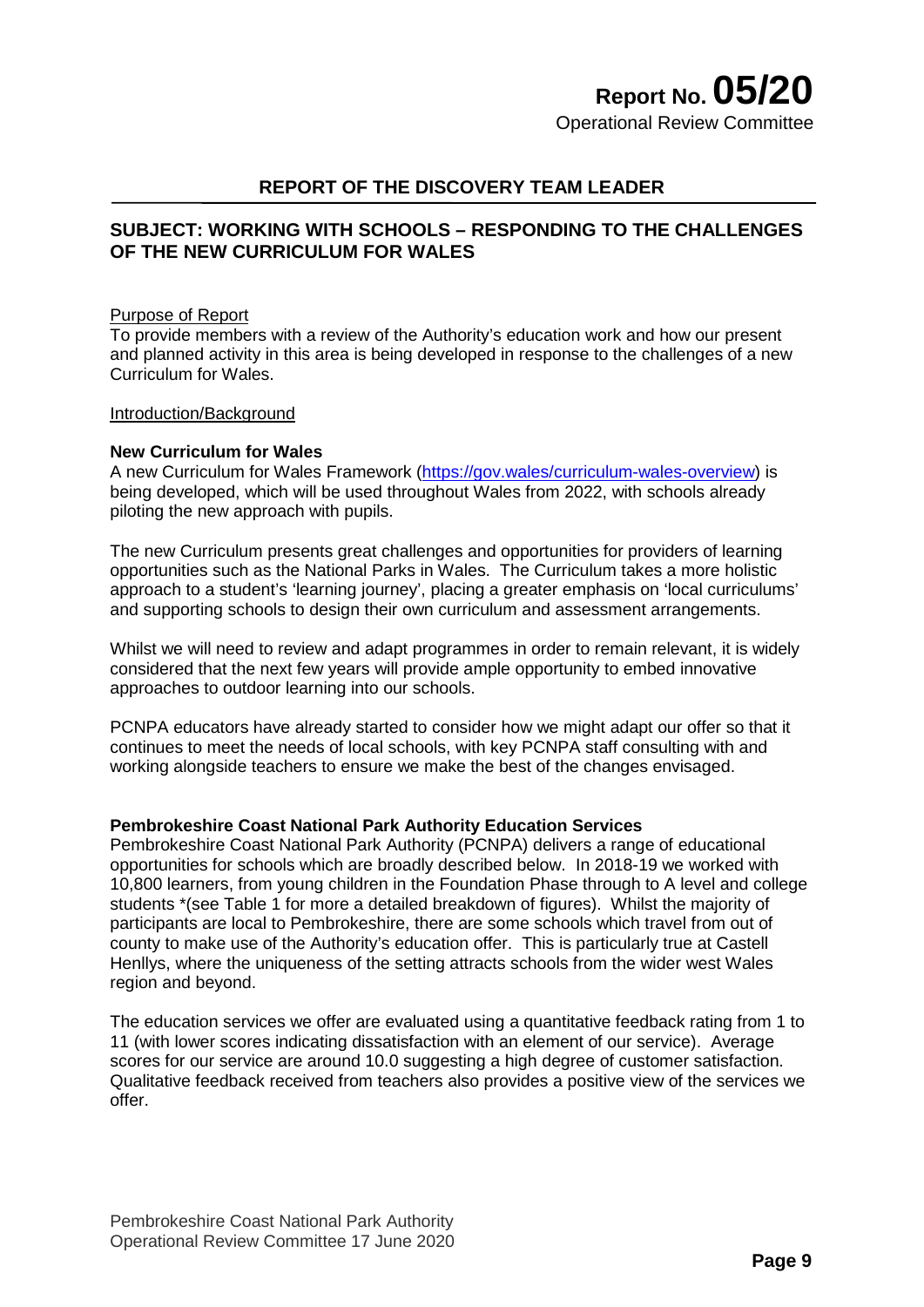# Report No. 05/20

Operational Review Committee

## REPORT OF THE DISCOVERY TEAM LEADER

## SUBJECT: WORKING WITH SCHOOLS – RESPONDING TO THE CHALLENGES OF THE NEW CURRICULUM FOR WALES

Purpose of Report

To provide members with a review of the Authority's education work and how our present and planned activity in this area is being developed in response to the challenges of a new Curriculum for Wales.

Introduction/Background

**New Curriculum for Wales**

A new Curriculum for Wales Framework (https://gov.wales/curriculum-wales-overview) is being developed, which will be used throughout Wales from 2022, with schools already piloting the new approach with pupils.

The new Curriculum presents great challenges and opportunities for providers of learning opportunities such as the National Parks in Wales. The Curriculum takes a more holistic approach to a student's 'learning journey', placing a greater emphasis on 'local curriculums' and supporting schools to design their own curriculum and assessment arrangements.

Whilst we will need to review and adapt programmes in order to remain relevant, it is widely considered that the next few years will provide ample opportunity to embed innovative approaches to outdoor learning into our schools.

PCNPA educators have already started to consider how we might adapt our offer so that it continues to meet the needs of local schools, with key PCNPA staff consulting with and working alongside teachers to ensure we make the best of the changes envisaged.

**Pembrokeshire Coast National Park Authority Education Services**

Pembrokeshire Coast National Park Authority (PCNPA) delivers a range of educational opportunities for schools which are broadly described below. In 2018-19 we worked with 10,800 learners, from young children in the Foundation Phase through to A level and college students *(see Table 1 for more a detailed breakdown of figures). Whilst the majority of participants are local to Pembrokeshire, there are some schools which travel from out of county to make use of the Authority's education offer. This is particularly true at Castell Henllys, where the uniqueness of the setting attracts schools from the wider west Wales region and beyond.

The education services we offer are evaluated using a quantitative feedback rating from 1 to 11 (with lower scores indicating dissatisfaction with an element of our service). Average scores for our service are around 10.0 suggesting a high degree of customer satisfaction. Qualitative feedback received from teachers also provides a positive view of the services we offer.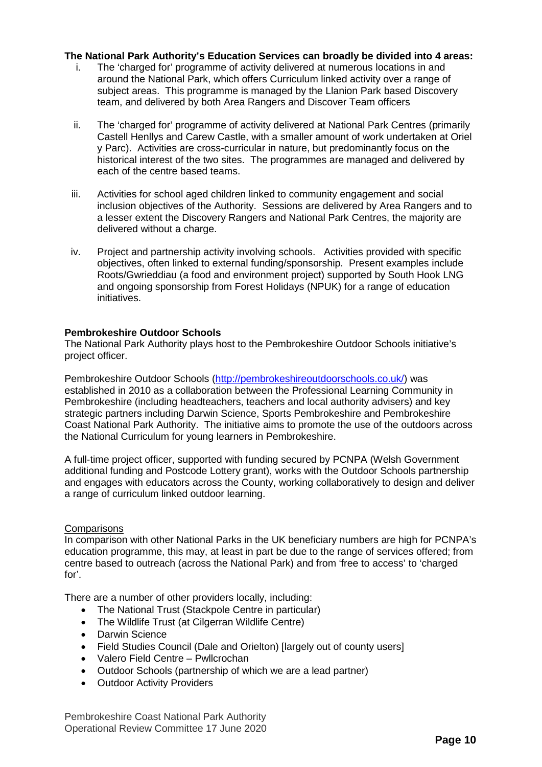**The National Park Authority's Education Services can broadly be divided into 4 areas:**

i. The 'charged for' programme of activity delivered at numerous locations in and around the National Park, which offers Curriculum linked activity over a range of subject areas. This programme is managed by the Llanion Park based Discovery team, and delivered by both Area Rangers and Discover Team officers

ii. The 'charged for' programme of activity delivered at National Park Centres (primarily Castell Henllys and Carew Castle, with a smaller amount of work undertaken at Oriel y Parc). Activities are cross-curricular in nature, but predominantly focus on the historical interest of the two sites. The programmes are managed and delivered by each of the centre based teams.

iii. Activities for school aged children linked to community engagement and social inclusion objectives of the Authority. Sessions are delivered by Area Rangers and to a lesser extent the Discovery Rangers and National Park Centres, the majority are delivered without a charge.

iv. Project and partnership activity involving schools. Activities provided with specific objectives, often linked to external funding/sponsorship. Present examples include Roots/Gwrieddiau (a food and environment project) supported by South Hook LNG and ongoing sponsorship from Forest Holidays (NPUK) for a range of education initiatives.

**Pembrokeshire Outdoor Schools**

The National Park Authority plays host to the Pembrokeshire Outdoor Schools initiative's project officer.

Pembrokeshire Outdoor Schools (http://pembrokeshireoutdoorschools.co.uk/) was established in 2010 as a collaboration between the Professional Learning Community in Pembrokeshire (including headteachers, teachers and local authority advisers) and key strategic partners including Darwin Science, Sports Pembrokeshire and Pembrokeshire Coast National Park Authority. The initiative aims to promote the use of the outdoors across the National Curriculum for young learners in Pembrokeshire.

A full-time project officer, supported with funding secured by PCNPA (Welsh Government additional funding and Postcode Lottery grant), works with the Outdoor Schools partnership and engages with educators across the County, working collaboratively to design and deliver a range of curriculum linked outdoor learning.

Comparisons

In comparison with other National Parks in the UK beneficiary numbers are high for PCNPA's education programme, this may, at least in part be due to the range of services offered; from centre based to outreach (across the National Park) and from 'free to access' to 'charged for'.

There are a number of other providers locally, including:

- The National Trust (Stackpole Centre in particular)
- The Wildlife Trust (at Cilgerran Wildlife Centre)
- Darwin Science
- Field Studies Council (Dale and Orielton) [largely out of county users]
- Valero Field Centre – Pwllcrochan
- Outdoor Schools (partnership of which we are a lead partner)
- Outdoor Activity Providers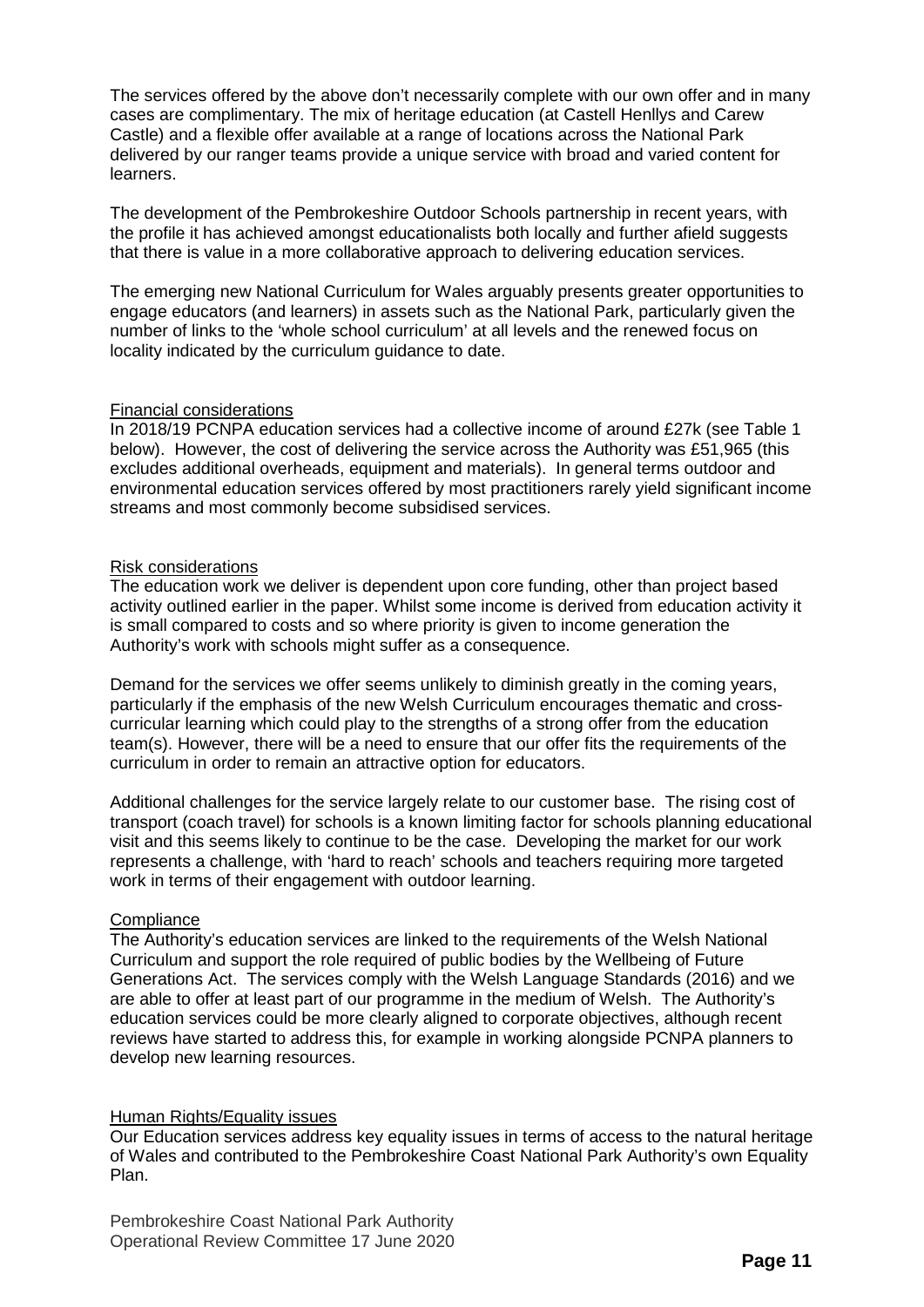The services offered by the above don't necessarily complete with our own offer and in many cases are complimentary. The mix of heritage education (at Castell Henllys and Carew Castle) and a flexible offer available at a range of locations across the National Park delivered by our ranger teams provide a unique service with broad and varied content for learners.

The development of the Pembrokeshire Outdoor Schools partnership in recent years, with the profile it has achieved amongst educationalists both locally and further afield suggests that there is value in a more collaborative approach to delivering education services.

The emerging new National Curriculum for Wales arguably presents greater opportunities to engage educators (and learners) in assets such as the National Park, particularly given the number of links to the 'whole school curriculum' at all levels and the renewed focus on locality indicated by the curriculum guidance to date.

## Financial considerations

In 2018/19 PCNPA education services had a collective income of around £27k (see Table 1 below). However, the cost of delivering the service across the Authority was £51,965 (this excludes additional overheads, equipment and materials). In general terms outdoor and environmental education services offered by most practitioners rarely yield significant income streams and most commonly become subsidised services.

## Risk considerations

The education work we deliver is dependent upon core funding, other than project based activity outlined earlier in the paper. Whilst some income is derived from education activity it is small compared to costs and so where priority is given to income generation the Authority's work with schools might suffer as a consequence.

Demand for the services we offer seems unlikely to diminish greatly in the coming years, particularly if the emphasis of the new Welsh Curriculum encourages thematic and cross-curricular learning which could play to the strengths of a strong offer from the education team(s). However, there will be a need to ensure that our offer fits the requirements of the curriculum in order to remain an attractive option for educators.

Additional challenges for the service largely relate to our customer base. The rising cost of transport (coach travel) for schools is a known limiting factor for schools planning educational visit and this seems likely to continue to be the case. Developing the market for our work represents a challenge, with 'hard to reach' schools and teachers requiring more targeted work in terms of their engagement with outdoor learning.

## Compliance

The Authority's education services are linked to the requirements of the Welsh National Curriculum and support the role required of public bodies by the Wellbeing of Future Generations Act. The services comply with the Welsh Language Standards (2016) and we are able to offer at least part of our programme in the medium of Welsh. The Authority's education services could be more clearly aligned to corporate objectives, although recent reviews have started to address this, for example in working alongside PCNPA planners to develop new learning resources.

## Human Rights/Equality issues

Our Education services address key equality issues in terms of access to the natural heritage of Wales and contributed to the Pembrokeshire Coast National Park Authority's own Equality Plan.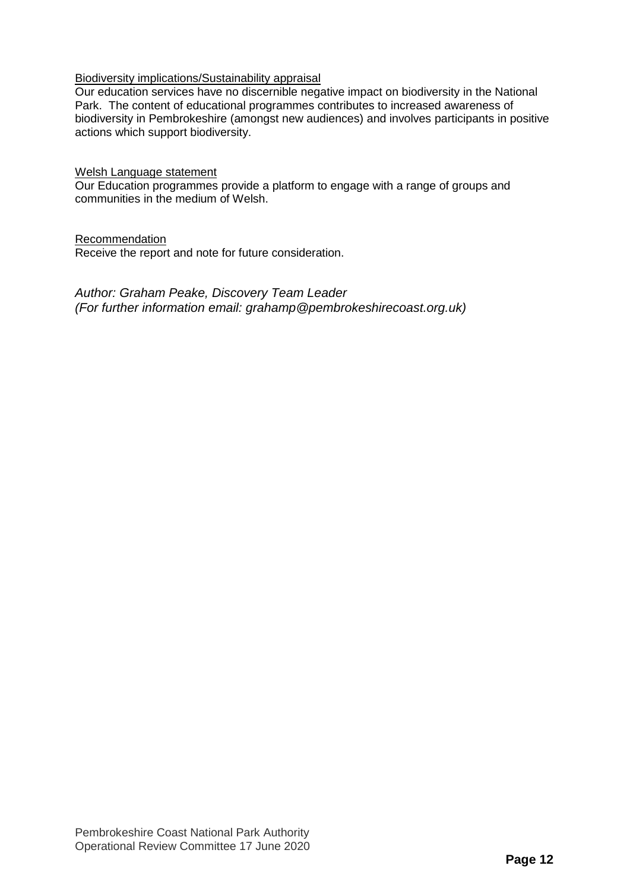Biodiversity implications/Sustainability appraisal

Our education services have no discernible negative impact on biodiversity in the National Park. The content of educational programmes contributes to increased awareness of biodiversity in Pembrokeshire (amongst new audiences) and involves participants in positive actions which support biodiversity.

Welsh Language statement

Our Education programmes provide a platform to engage with a range of groups and communities in the medium of Welsh.

Recommendation

Receive the report and note for future consideration.

*Author: Graham Peake, Discovery Team Leader*
*(For further information email: grahamp@pembrokeshirecoast.org.uk)*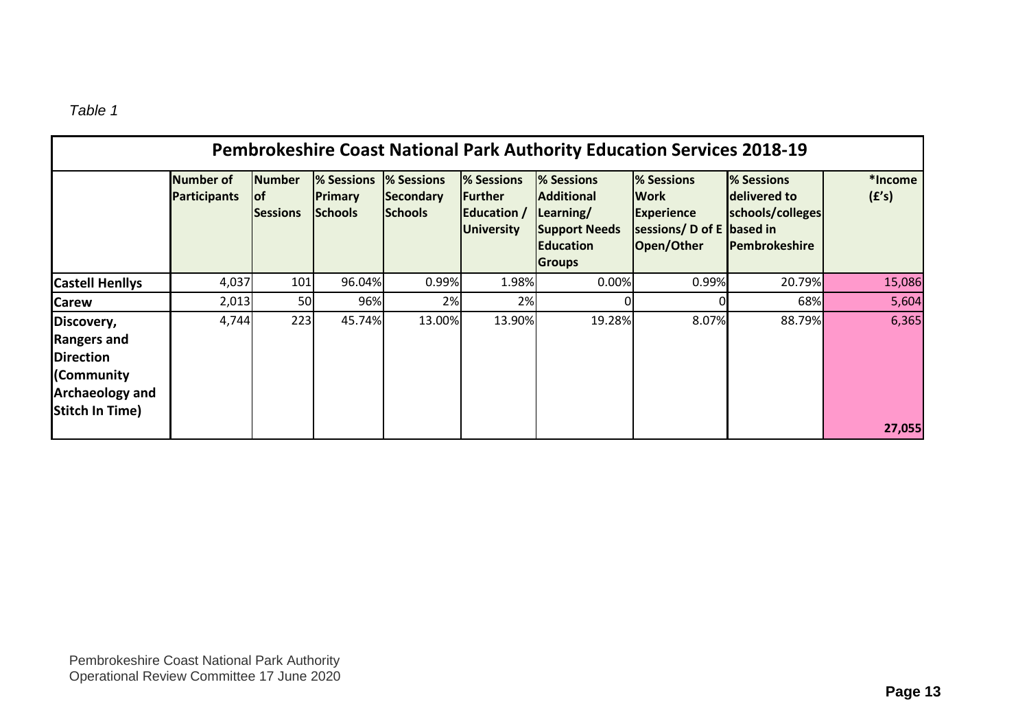*Table 1*

| Pembrokeshire Coast National Park Authority Education Services 2018-19 | | | | | | | | | |
|---|---|---|---|---|---|---|---|---|---|
| | Number of Participants | Number of Sessions | % Sessions Primary Schools | % Sessions Secondary Schools | % Sessions Further Education / University | % Sessions Additional Learning/ Support Needs Education Groups | % Sessions Work Experience sessions/ D of E Open/Other | % Sessions delivered to schools/colleges based in Pembrokeshire | *Income (£'s) |
| **Castell Henllys** | 4,037 | 101 | 96.04% | 0.99% | 1.98% | 0.00% | 0.99% | 20.79% | 15,086 |
| **Carew** | 2,013 | 50 | 96% | 2% | 2% | 0 | 0 | 68% | 5,604 |
| **Discovery, Rangers and Direction (Community Archaeology and Stitch In Time)** | 4,744 | 223 | 45.74% | 13.00% | 13.90% | 19.28% | 8.07% | 88.79% | 6,365 |
| | | | | | | | | | 27,055 |

Pembrokeshire Coast National Park Authority
Operational Review Committee 17 June 2020